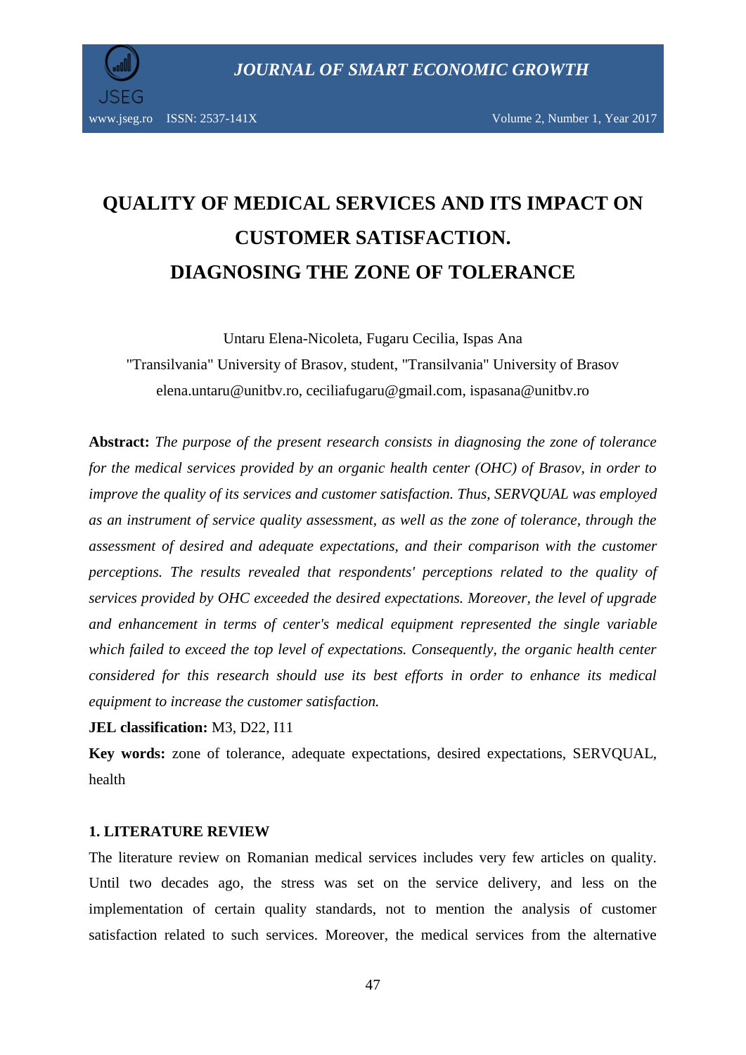# QUALITY OF MEDICAL SERVICES AND ITS IMPACT ON CUSTOMER SATISFACTION. DIAGNOSING THE ZONE OF TOLERANCE

Untaru Elena-Nicoleta, Fugaru Cecilia, Ispas Ana

"Transilvania" University of Brasov, student, "Transilvania" University of Brasov

elena.untaru@unitbv.ro, ceciliafugaru@gmail.com, ispasana@unitbv.ro

**Abstract:** *The purpose of the present research consists in diagnosing the zone of tolerance for the medical services provided by an organic health center (OHC) of Brasov, in order to improve the quality of its services and customer satisfaction. Thus, SERVQUAL was employed as an instrument of service quality assessment, as well as the zone of tolerance, through the assessment of desired and adequate expectations, and their comparison with the customer perceptions. The results revealed that respondents' perceptions related to the quality of services provided by OHC exceeded the desired expectations. Moreover, the level of upgrade and enhancement in terms of center's medical equipment represented the single variable which failed to exceed the top level of expectations. Consequently, the organic health center considered for this research should use its best efforts in order to enhance its medical equipment to increase the customer satisfaction.*

**JEL classification:** M3, D22, I11

**Key words:** zone of tolerance, adequate expectations, desired expectations, SERVQUAL, health

## 1. LITERATURE REVIEW

The literature review on Romanian medical services includes very few articles on quality. Until two decades ago, the stress was set on the service delivery, and less on the implementation of certain quality standards, not to mention the analysis of customer satisfaction related to such services. Moreover, the medical services from the alternative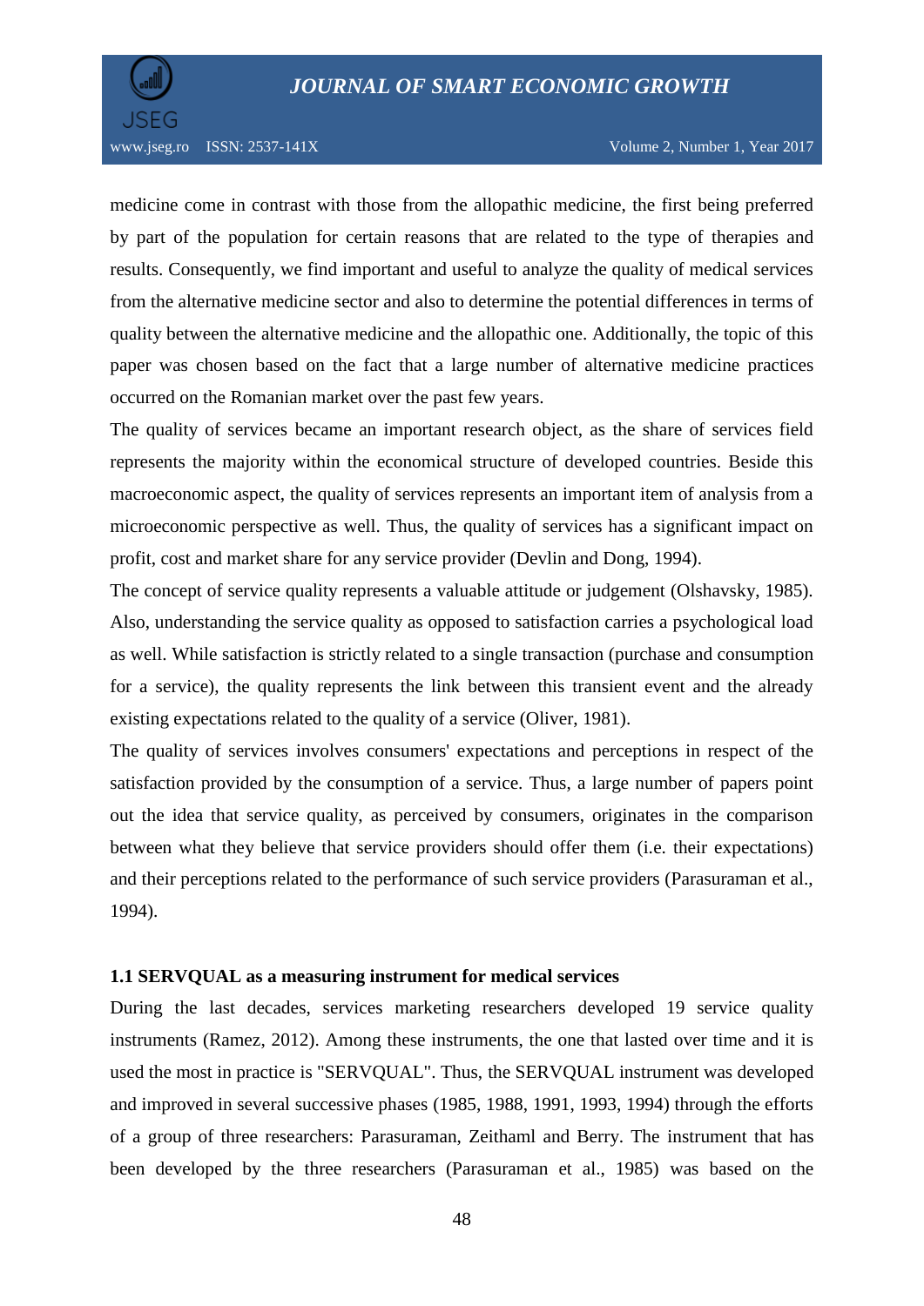medicine come in contrast with those from the allopathic medicine, the first being preferred by part of the population for certain reasons that are related to the type of therapies and results. Consequently, we find important and useful to analyze the quality of medical services from the alternative medicine sector and also to determine the potential differences in terms of quality between the alternative medicine and the allopathic one. Additionally, the topic of this paper was chosen based on the fact that a large number of alternative medicine practices occurred on the Romanian market over the past few years.

The quality of services became an important research object, as the share of services field represents the majority within the economical structure of developed countries. Beside this macroeconomic aspect, the quality of services represents an important item of analysis from a microeconomic perspective as well. Thus, the quality of services has a significant impact on profit, cost and market share for any service provider (Devlin and Dong, 1994).

The concept of service quality represents a valuable attitude or judgement (Olshavsky, 1985). Also, understanding the service quality as opposed to satisfaction carries a psychological load as well. While satisfaction is strictly related to a single transaction (purchase and consumption for a service), the quality represents the link between this transient event and the already existing expectations related to the quality of a service (Oliver, 1981).

The quality of services involves consumers' expectations and perceptions in respect of the satisfaction provided by the consumption of a service. Thus, a large number of papers point out the idea that service quality, as perceived by consumers, originates in the comparison between what they believe that service providers should offer them (i.e. their expectations) and their perceptions related to the performance of such service providers (Parasuraman et al., 1994).

### 1.1 SERVQUAL as a measuring instrument for medical services

During the last decades, services marketing researchers developed 19 service quality instruments (Ramez, 2012). Among these instruments, the one that lasted over time and it is used the most in practice is "SERVQUAL". Thus, the SERVQUAL instrument was developed and improved in several successive phases (1985, 1988, 1991, 1993, 1994) through the efforts of a group of three researchers: Parasuraman, Zeithaml and Berry. The instrument that has been developed by the three researchers (Parasuraman et al., 1985) was based on the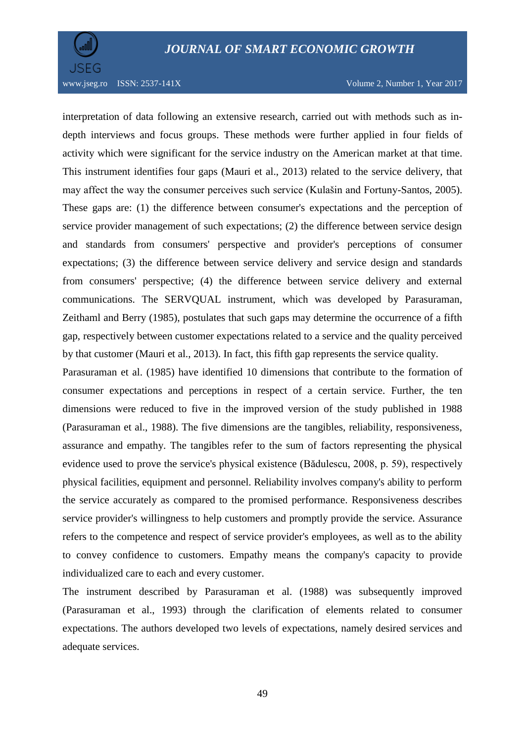interpretation of data following an extensive research, carried out with methods such as in-depth interviews and focus groups. These methods were further applied in four fields of activity which were significant for the service industry on the American market at that time. This instrument identifies four gaps (Mauri et al., 2013) related to the service delivery, that may affect the way the consumer perceives such service (Kulašin and Fortuny-Santos, 2005). These gaps are: (1) the difference between consumer's expectations and the perception of service provider management of such expectations; (2) the difference between service design and standards from consumers' perspective and provider's perceptions of consumer expectations; (3) the difference between service delivery and service design and standards from consumers' perspective; (4) the difference between service delivery and external communications. The SERVQUAL instrument, which was developed by Parasuraman, Zeithaml and Berry (1985), postulates that such gaps may determine the occurrence of a fifth gap, respectively between customer expectations related to a service and the quality perceived by that customer (Mauri et al., 2013). In fact, this fifth gap represents the service quality.

Parasuraman et al. (1985) have identified 10 dimensions that contribute to the formation of consumer expectations and perceptions in respect of a certain service. Further, the ten dimensions were reduced to five in the improved version of the study published in 1988 (Parasuraman et al., 1988). The five dimensions are the tangibles, reliability, responsiveness, assurance and empathy. The tangibles refer to the sum of factors representing the physical evidence used to prove the service's physical existence (Bădulescu, 2008, p. 59), respectively physical facilities, equipment and personnel. Reliability involves company's ability to perform the service accurately as compared to the promised performance. Responsiveness describes service provider's willingness to help customers and promptly provide the service. Assurance refers to the competence and respect of service provider's employees, as well as to the ability to convey confidence to customers. Empathy means the company's capacity to provide individualized care to each and every customer.

The instrument described by Parasuraman et al. (1988) was subsequently improved (Parasuraman et al., 1993) through the clarification of elements related to consumer expectations. The authors developed two levels of expectations, namely desired services and adequate services.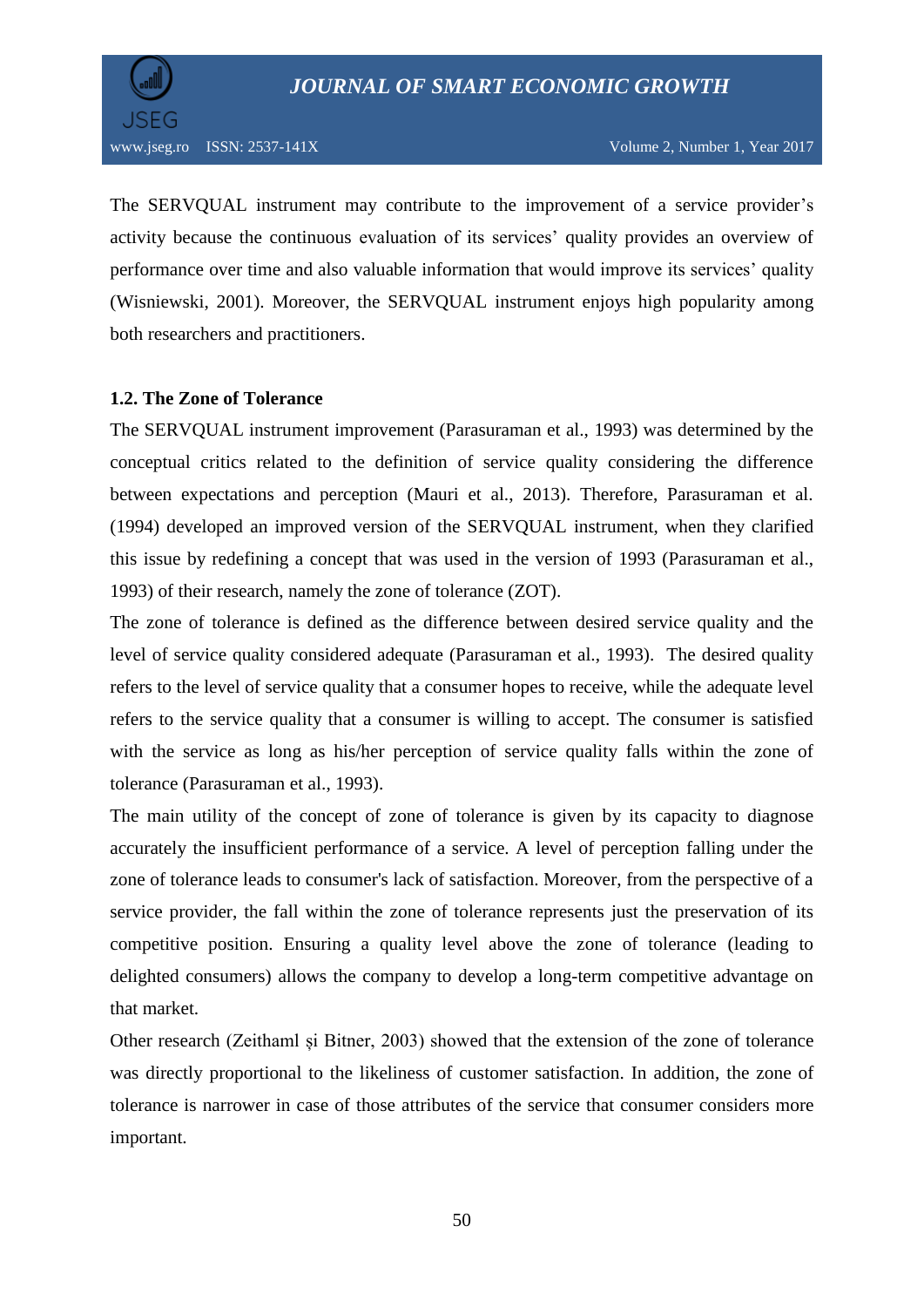The SERVQUAL instrument may contribute to the improvement of a service provider's activity because the continuous evaluation of its services' quality provides an overview of performance over time and also valuable information that would improve its services' quality (Wisniewski, 2001). Moreover, the SERVQUAL instrument enjoys high popularity among both researchers and practitioners.

### 1.2. The Zone of Tolerance

The SERVQUAL instrument improvement (Parasuraman et al., 1993) was determined by the conceptual critics related to the definition of service quality considering the difference between expectations and perception (Mauri et al., 2013). Therefore, Parasuraman et al. (1994) developed an improved version of the SERVQUAL instrument, when they clarified this issue by redefining a concept that was used in the version of 1993 (Parasuraman et al., 1993) of their research, namely the zone of tolerance (ZOT).

The zone of tolerance is defined as the difference between desired service quality and the level of service quality considered adequate (Parasuraman et al., 1993). The desired quality refers to the level of service quality that a consumer hopes to receive, while the adequate level refers to the service quality that a consumer is willing to accept. The consumer is satisfied with the service as long as his/her perception of service quality falls within the zone of tolerance (Parasuraman et al., 1993).

The main utility of the concept of zone of tolerance is given by its capacity to diagnose accurately the insufficient performance of a service. A level of perception falling under the zone of tolerance leads to consumer's lack of satisfaction. Moreover, from the perspective of a service provider, the fall within the zone of tolerance represents just the preservation of its competitive position. Ensuring a quality level above the zone of tolerance (leading to delighted consumers) allows the company to develop a long-term competitive advantage on that market.

Other research (Zeithaml și Bitner, 2003) showed that the extension of the zone of tolerance was directly proportional to the likeliness of customer satisfaction. In addition, the zone of tolerance is narrower in case of those attributes of the service that consumer considers more important.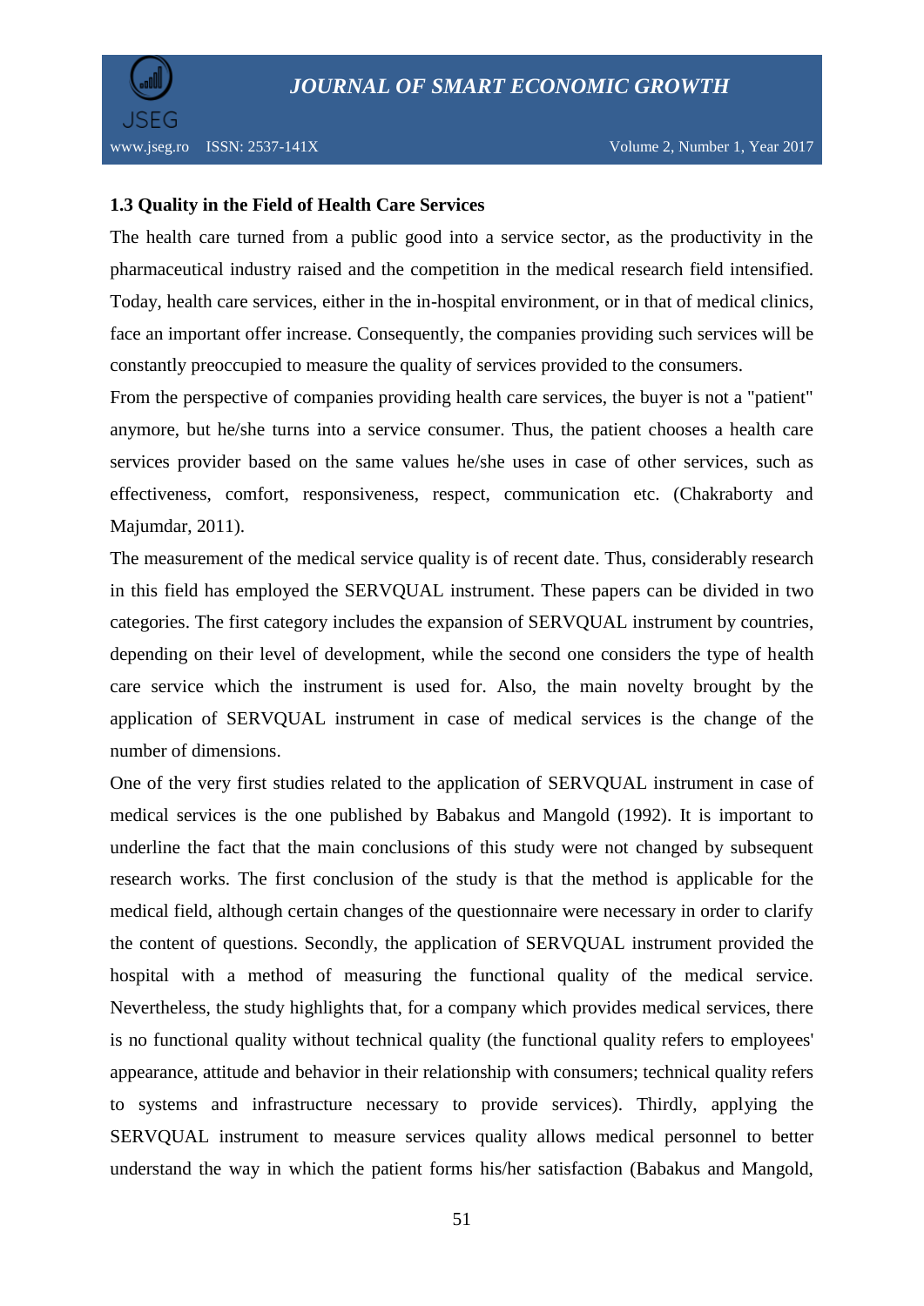### 1.3 Quality in the Field of Health Care Services

The health care turned from a public good into a service sector, as the productivity in the pharmaceutical industry raised and the competition in the medical research field intensified. Today, health care services, either in the in-hospital environment, or in that of medical clinics, face an important offer increase. Consequently, the companies providing such services will be constantly preoccupied to measure the quality of services provided to the consumers.

From the perspective of companies providing health care services, the buyer is not a "patient" anymore, but he/she turns into a service consumer. Thus, the patient chooses a health care services provider based on the same values he/she uses in case of other services, such as effectiveness, comfort, responsiveness, respect, communication etc. (Chakraborty and Majumdar, 2011).

The measurement of the medical service quality is of recent date. Thus, considerably research in this field has employed the SERVQUAL instrument. These papers can be divided in two categories. The first category includes the expansion of SERVQUAL instrument by countries, depending on their level of development, while the second one considers the type of health care service which the instrument is used for. Also, the main novelty brought by the application of SERVQUAL instrument in case of medical services is the change of the number of dimensions.

One of the very first studies related to the application of SERVQUAL instrument in case of medical services is the one published by Babakus and Mangold (1992). It is important to underline the fact that the main conclusions of this study were not changed by subsequent research works. The first conclusion of the study is that the method is applicable for the medical field, although certain changes of the questionnaire were necessary in order to clarify the content of questions. Secondly, the application of SERVQUAL instrument provided the hospital with a method of measuring the functional quality of the medical service. Nevertheless, the study highlights that, for a company which provides medical services, there is no functional quality without technical quality (the functional quality refers to employees' appearance, attitude and behavior in their relationship with consumers; technical quality refers to systems and infrastructure necessary to provide services). Thirdly, applying the SERVQUAL instrument to measure services quality allows medical personnel to better understand the way in which the patient forms his/her satisfaction (Babakus and Mangold,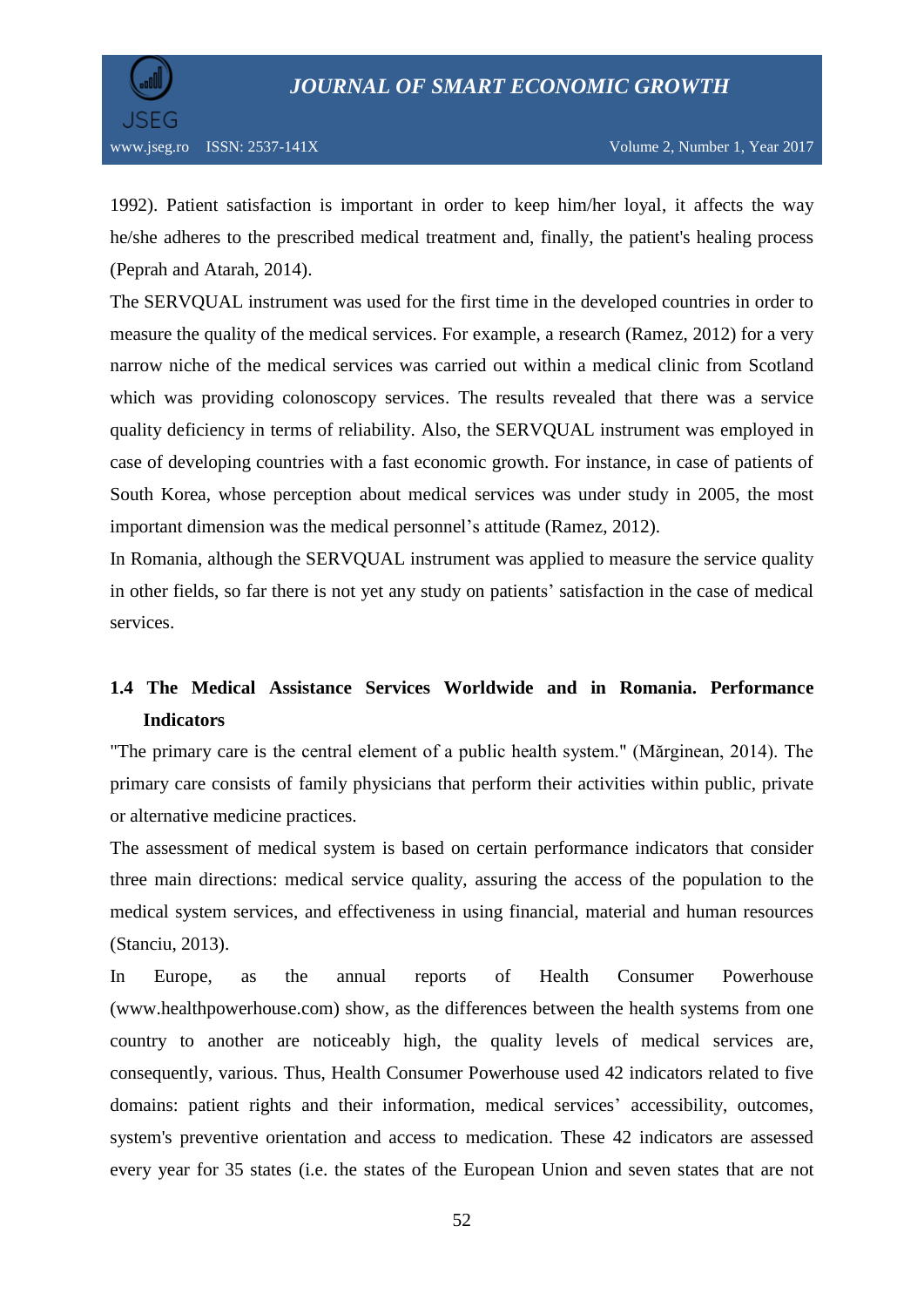1992). Patient satisfaction is important in order to keep him/her loyal, it affects the way he/she adheres to the prescribed medical treatment and, finally, the patient's healing process (Peprah and Atarah, 2014).

The SERVQUAL instrument was used for the first time in the developed countries in order to measure the quality of the medical services. For example, a research (Ramez, 2012) for a very narrow niche of the medical services was carried out within a medical clinic from Scotland which was providing colonoscopy services. The results revealed that there was a service quality deficiency in terms of reliability. Also, the SERVQUAL instrument was employed in case of developing countries with a fast economic growth. For instance, in case of patients of South Korea, whose perception about medical services was under study in 2005, the most important dimension was the medical personnel's attitude (Ramez, 2012).

In Romania, although the SERVQUAL instrument was applied to measure the service quality in other fields, so far there is not yet any study on patients' satisfaction in the case of medical services.

### 1.4 The Medical Assistance Services Worldwide and in Romania. Performance Indicators

"The primary care is the central element of a public health system." (Mărginean, 2014). The primary care consists of family physicians that perform their activities within public, private or alternative medicine practices.

The assessment of medical system is based on certain performance indicators that consider three main directions: medical service quality, assuring the access of the population to the medical system services, and effectiveness in using financial, material and human resources (Stanciu, 2013).

In Europe, as the annual reports of Health Consumer Powerhouse (www.healthpowerhouse.com) show, as the differences between the health systems from one country to another are noticeably high, the quality levels of medical services are, consequently, various. Thus, Health Consumer Powerhouse used 42 indicators related to five domains: patient rights and their information, medical services' accessibility, outcomes, system's preventive orientation and access to medication. These 42 indicators are assessed every year for 35 states (i.e. the states of the European Union and seven states that are not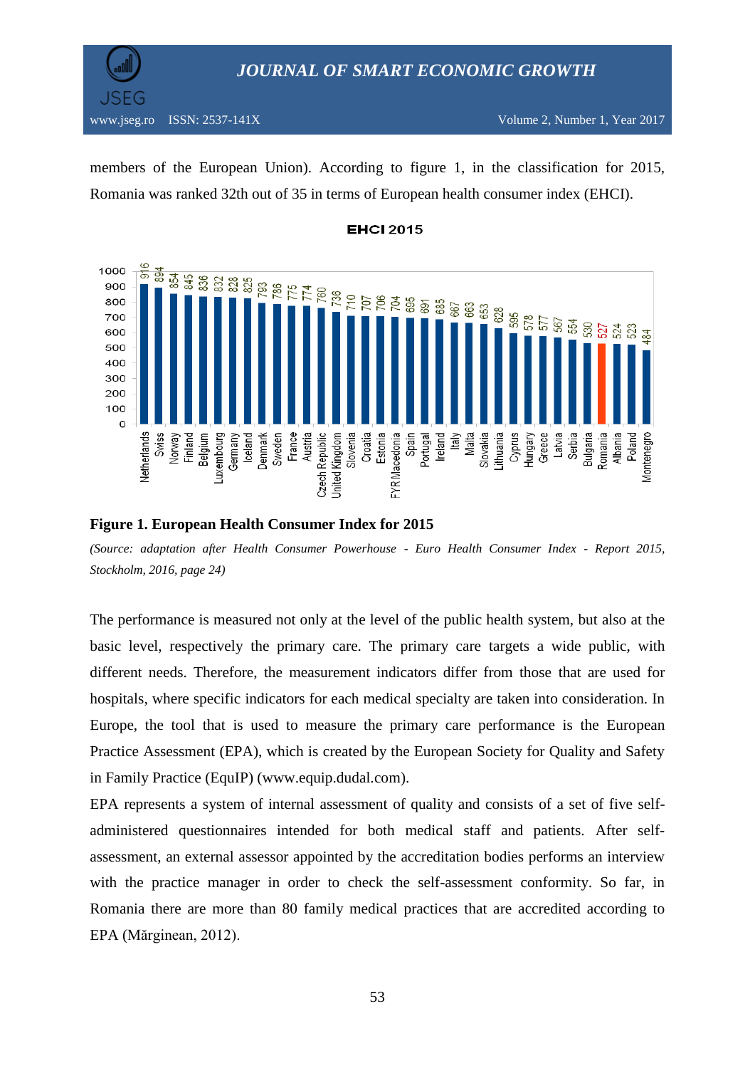members of the European Union). According to figure 1, in the classification for 2015, Romania was ranked 32th out of 35 in terms of European health consumer index (EHCI).

**EHCI 2015**

| Country | EHCI 2015 |
|---|---|
| Netherlands | 916 |
| Swiss | 894 |
| Norway | 854 |
| Finland | 845 |
| Belgium | 836 |
| Luxembourg | 832 |
| Germany | 828 |
| Iceland | 825 |
| Denmark | 793 |
| Sweden | 786 |
| France | 775 |
| Austria | 774 |
| Czech Republic | 760 |
| United Kingdom | 736 |
| Slovenia | 710 |
| Croatia | 707 |
| Estonia | 706 |
| FYR Macedonia | 704 |
| Spain | 695 |
| Portugal | 691 |
| Ireland | 685 |
| Italy | 667 |
| Malta | 663 |
| Slovakia | 653 |
| Lithuania | 628 |
| Cyprus | 595 |
| Hungary | 578 |
| Greece | 577 |
| Latvia | 567 |
| Serbia | 554 |
| Bulgaria | 530 |
| Romania | 527 |
| Albania | 524 |
| Poland | 523 |
| Montenegro | 484 |

**Figure 1. European Health Consumer Index for 2015**

*(Source: adaptation after Health Consumer Powerhouse - Euro Health Consumer Index - Report 2015, Stockholm, 2016, page 24)*

The performance is measured not only at the level of the public health system, but also at the basic level, respectively the primary care. The primary care targets a wide public, with different needs. Therefore, the measurement indicators differ from those that are used for hospitals, where specific indicators for each medical specialty are taken into consideration. In Europe, the tool that is used to measure the primary care performance is the European Practice Assessment (EPA), which is created by the European Society for Quality and Safety in Family Practice (EquIP) (www.equip.dudal.com).

EPA represents a system of internal assessment of quality and consists of a set of five self-administered questionnaires intended for both medical staff and patients. After self-assessment, an external assessor appointed by the accreditation bodies performs an interview with the practice manager in order to check the self-assessment conformity. So far, in Romania there are more than 80 family medical practices that are accredited according to EPA (Mărginean, 2012).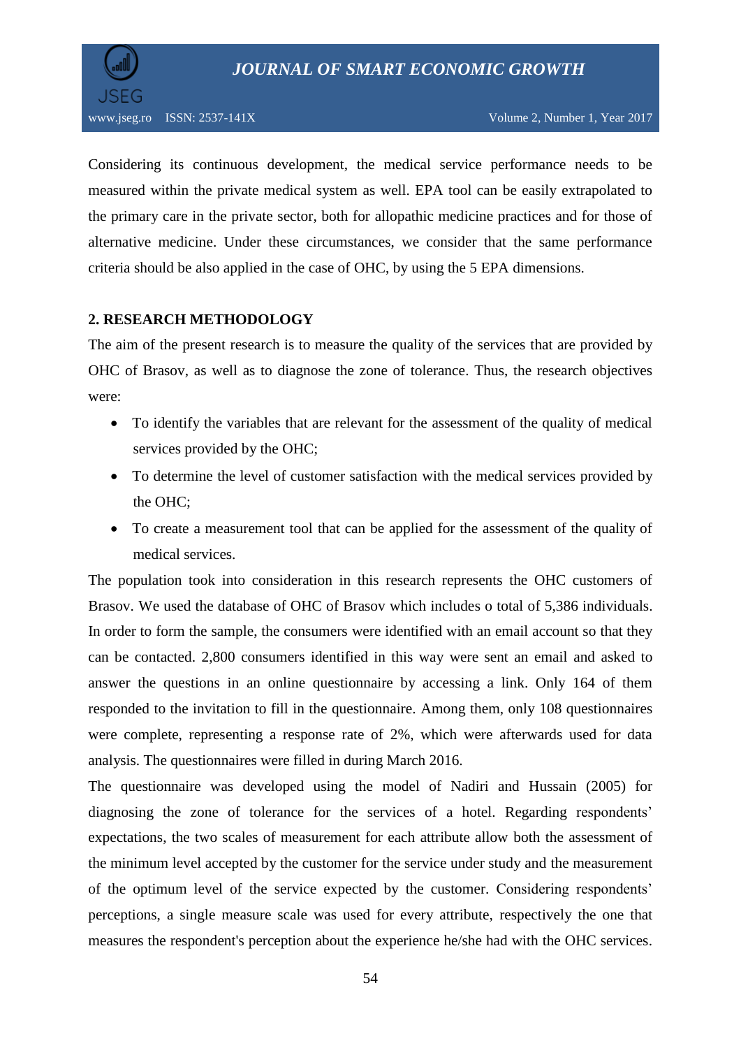Considering its continuous development, the medical service performance needs to be measured within the private medical system as well. EPA tool can be easily extrapolated to the primary care in the private sector, both for allopathic medicine practices and for those of alternative medicine. Under these circumstances, we consider that the same performance criteria should be also applied in the case of OHC, by using the 5 EPA dimensions.

## 2. RESEARCH METHODOLOGY

The aim of the present research is to measure the quality of the services that are provided by OHC of Brasov, as well as to diagnose the zone of tolerance. Thus, the research objectives were:

- To identify the variables that are relevant for the assessment of the quality of medical services provided by the OHC;
- To determine the level of customer satisfaction with the medical services provided by the OHC;
- To create a measurement tool that can be applied for the assessment of the quality of medical services.

The population took into consideration in this research represents the OHC customers of Brasov. We used the database of OHC of Brasov which includes o total of 5,386 individuals. In order to form the sample, the consumers were identified with an email account so that they can be contacted. 2,800 consumers identified in this way were sent an email and asked to answer the questions in an online questionnaire by accessing a link. Only 164 of them responded to the invitation to fill in the questionnaire. Among them, only 108 questionnaires were complete, representing a response rate of 2%, which were afterwards used for data analysis. The questionnaires were filled in during March 2016.

The questionnaire was developed using the model of Nadiri and Hussain (2005) for diagnosing the zone of tolerance for the services of a hotel. Regarding respondents' expectations, the two scales of measurement for each attribute allow both the assessment of the minimum level accepted by the customer for the service under study and the measurement of the optimum level of the service expected by the customer. Considering respondents' perceptions, a single measure scale was used for every attribute, respectively the one that measures the respondent's perception about the experience he/she had with the OHC services.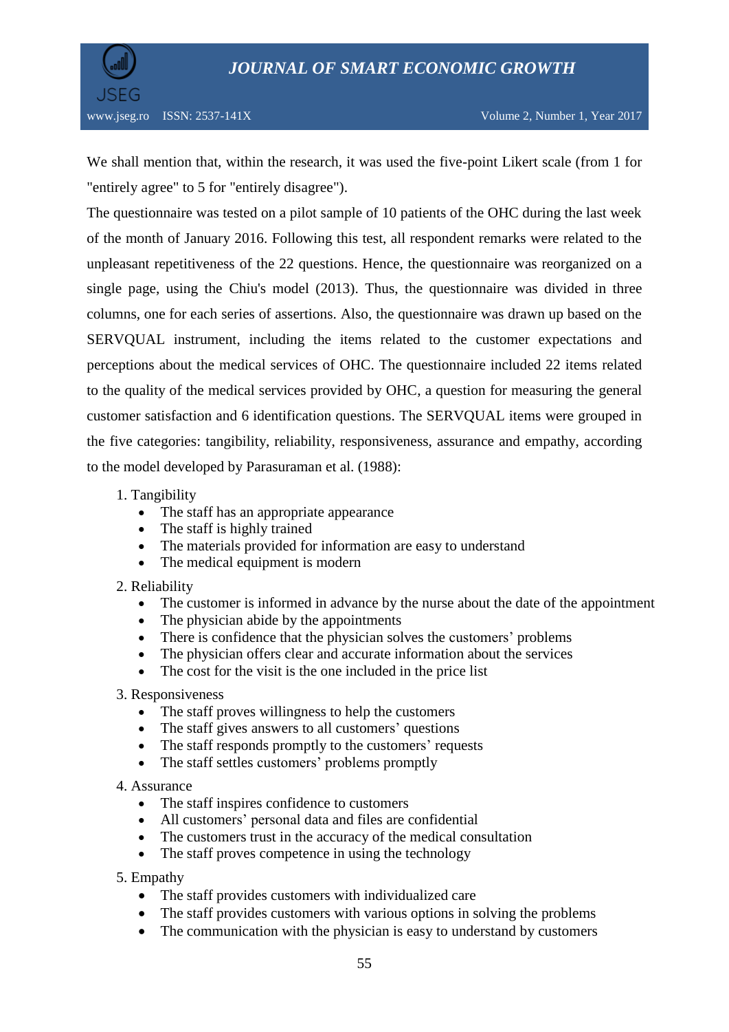We shall mention that, within the research, it was used the five-point Likert scale (from 1 for "entirely agree" to 5 for "entirely disagree").

The questionnaire was tested on a pilot sample of 10 patients of the OHC during the last week of the month of January 2016. Following this test, all respondent remarks were related to the unpleasant repetitiveness of the 22 questions. Hence, the questionnaire was reorganized on a single page, using the Chiu's model (2013). Thus, the questionnaire was divided in three columns, one for each series of assertions. Also, the questionnaire was drawn up based on the SERVQUAL instrument, including the items related to the customer expectations and perceptions about the medical services of OHC. The questionnaire included 22 items related to the quality of the medical services provided by OHC, a question for measuring the general customer satisfaction and 6 identification questions. The SERVQUAL items were grouped in the five categories: tangibility, reliability, responsiveness, assurance and empathy, according to the model developed by Parasuraman et al. (1988):

1. Tangibility
   - The staff has an appropriate appearance
   - The staff is highly trained
   - The materials provided for information are easy to understand
   - The medical equipment is modern
2. Reliability
   - The customer is informed in advance by the nurse about the date of the appointment
   - The physician abide by the appointments
   - There is confidence that the physician solves the customers' problems
   - The physician offers clear and accurate information about the services
   - The cost for the visit is the one included in the price list
3. Responsiveness
   - The staff proves willingness to help the customers
   - The staff gives answers to all customers' questions
   - The staff responds promptly to the customers' requests
   - The staff settles customers' problems promptly
4. Assurance
   - The staff inspires confidence to customers
   - All customers' personal data and files are confidential
   - The customers trust in the accuracy of the medical consultation
   - The staff proves competence in using the technology
5. Empathy
   - The staff provides customers with individualized care
   - The staff provides customers with various options in solving the problems
   - The communication with the physician is easy to understand by customers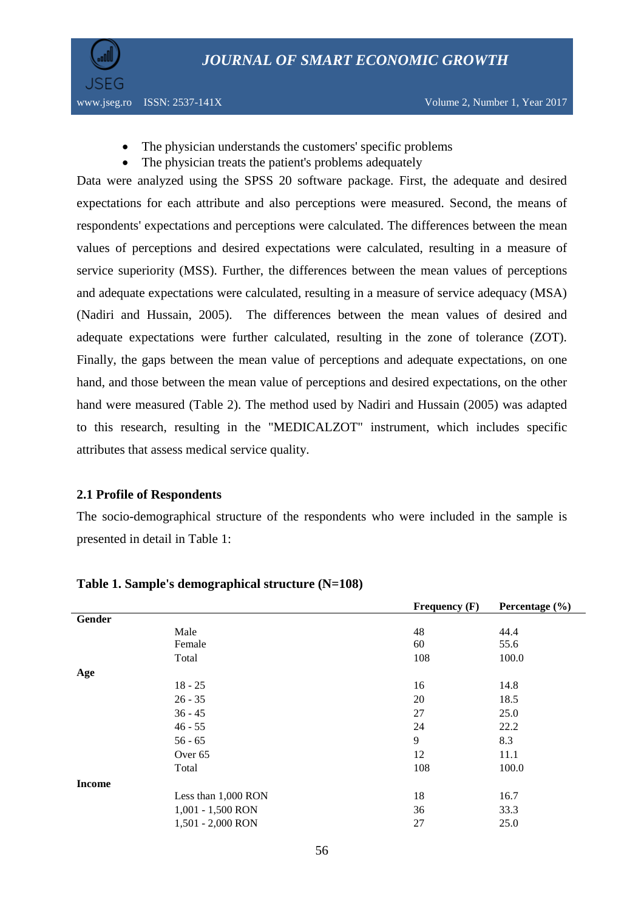- The physician understands the customers' specific problems
- The physician treats the patient's problems adequately

Data were analyzed using the SPSS 20 software package. First, the adequate and desired expectations for each attribute and also perceptions were measured. Second, the means of respondents' expectations and perceptions were calculated. The differences between the mean values of perceptions and desired expectations were calculated, resulting in a measure of service superiority (MSS). Further, the differences between the mean values of perceptions and adequate expectations were calculated, resulting in a measure of service adequacy (MSA) (Nadiri and Hussain, 2005). The differences between the mean values of desired and adequate expectations were further calculated, resulting in the zone of tolerance (ZOT). Finally, the gaps between the mean value of perceptions and adequate expectations, on one hand, and those between the mean value of perceptions and desired expectations, on the other hand were measured (Table 2). The method used by Nadiri and Hussain (2005) was adapted to this research, resulting in the "MEDICALZOT" instrument, which includes specific attributes that assess medical service quality.

### 2.1 Profile of Respondents

The socio-demographical structure of the respondents who were included in the sample is presented in detail in Table 1:

**Table 1. Sample's demographical structure (N=108)**

| | | Frequency (F) | Percentage (%) |
|---|---|---|---|
| **Gender** | | | |
| | Male | 48 | 44.4 |
| | Female | 60 | 55.6 |
| | Total | 108 | 100.0 |
| **Age** | | | |
| | 18 - 25 | 16 | 14.8 |
| | 26 - 35 | 20 | 18.5 |
| | 36 - 45 | 27 | 25.0 |
| | 46 - 55 | 24 | 22.2 |
| | 56 - 65 | 9 | 8.3 |
| | Over 65 | 12 | 11.1 |
| | Total | 108 | 100.0 |
| **Income** | | | |
| | Less than 1,000 RON | 18 | 16.7 |
| | 1,001 - 1,500 RON | 36 | 33.3 |
| | 1,501 - 2,000 RON | 27 | 25.0 |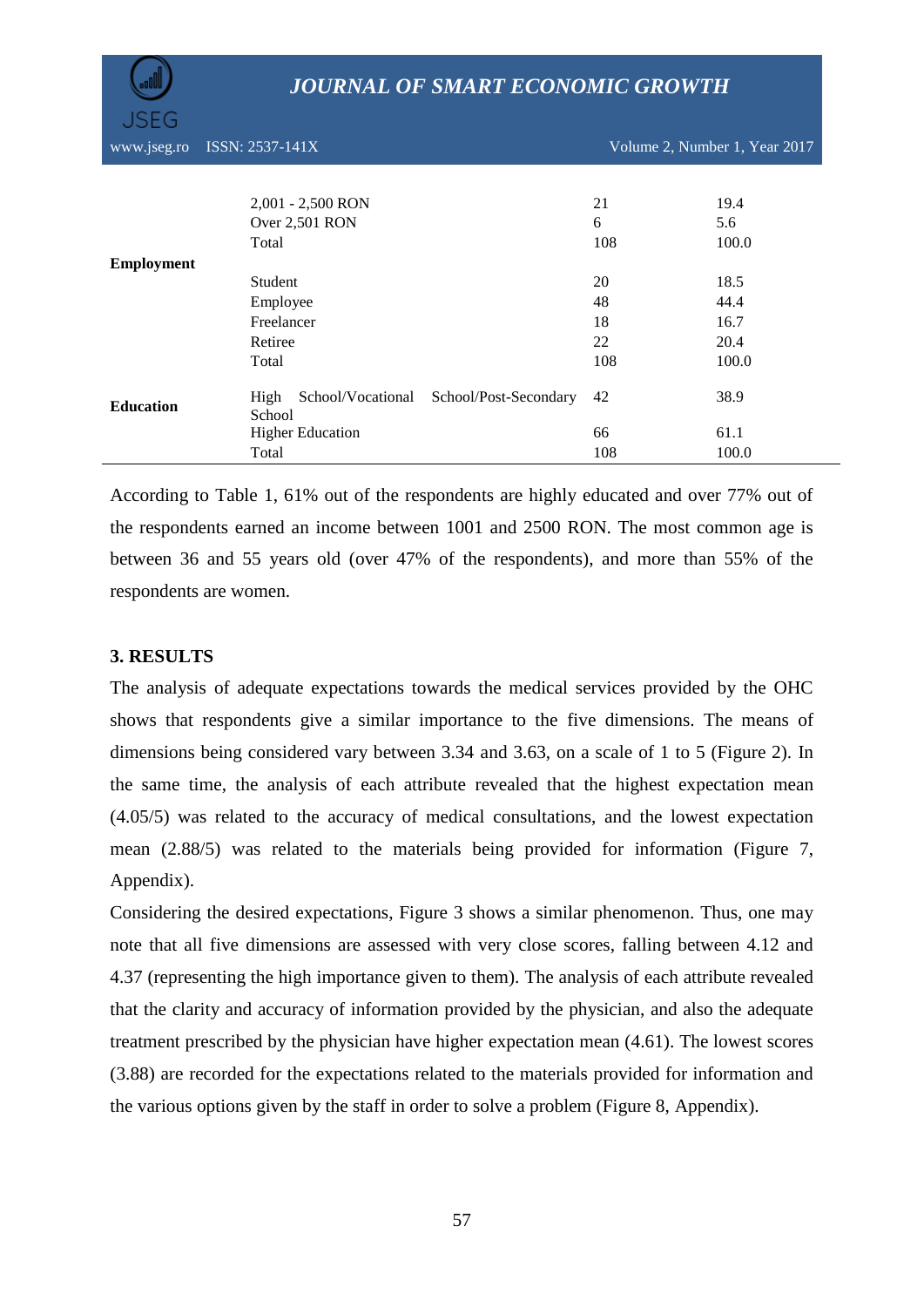| | | | |
|---|---|---|---|
| | 2,001 - 2,500 RON | 21 | 19.4 |
| | Over 2,501 RON | 6 | 5.6 |
| | Total | 108 | 100.0 |
| **Employment** | | | |
| | Student | 20 | 18.5 |
| | Employee | 48 | 44.4 |
| | Freelancer | 18 | 16.7 |
| | Retiree | 22 | 20.4 |
| | Total | 108 | 100.0 |
| **Education** | High School/Vocational School/Post-Secondary School | 42 | 38.9 |
| | Higher Education | 66 | 61.1 |
| | Total | 108 | 100.0 |

According to Table 1, 61% out of the respondents are highly educated and over 77% out of the respondents earned an income between 1001 and 2500 RON. The most common age is between 36 and 55 years old (over 47% of the respondents), and more than 55% of the respondents are women.

## 3. RESULTS

The analysis of adequate expectations towards the medical services provided by the OHC shows that respondents give a similar importance to the five dimensions. The means of dimensions being considered vary between 3.34 and 3.63, on a scale of 1 to 5 (Figure 2). In the same time, the analysis of each attribute revealed that the highest expectation mean (4.05/5) was related to the accuracy of medical consultations, and the lowest expectation mean (2.88/5) was related to the materials being provided for information (Figure 7, Appendix).

Considering the desired expectations, Figure 3 shows a similar phenomenon. Thus, one may note that all five dimensions are assessed with very close scores, falling between 4.12 and 4.37 (representing the high importance given to them). The analysis of each attribute revealed that the clarity and accuracy of information provided by the physician, and also the adequate treatment prescribed by the physician have higher expectation mean (4.61). The lowest scores (3.88) are recorded for the expectations related to the materials provided for information and the various options given by the staff in order to solve a problem (Figure 8, Appendix).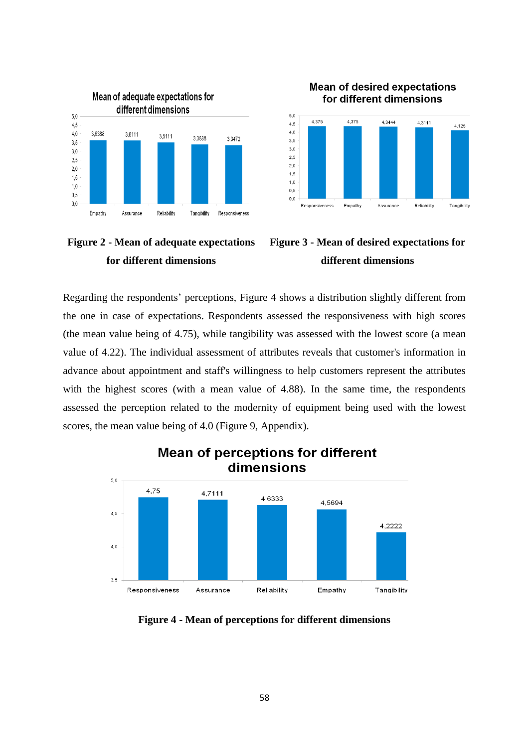Figure 2 - Mean of adequate expectations for different dimensions

Figure 3 - Mean of desired expectations for different dimensions

Regarding the respondents' perceptions, Figure 4 shows a distribution slightly different from the one in case of expectations. Respondents assessed the responsiveness with high scores (the mean value being of 4.75), while tangibility was assessed with the lowest score (a mean value of 4.22). The individual assessment of attributes reveals that customer's information in advance about appointment and staff's willingness to help customers represent the attributes with the highest scores (with a mean value of 4.88). In the same time, the respondents assessed the perception related to the modernity of equipment being used with the lowest scores, the mean value being of 4.0 (Figure 9, Appendix).

Figure 4 - Mean of perceptions for different dimensions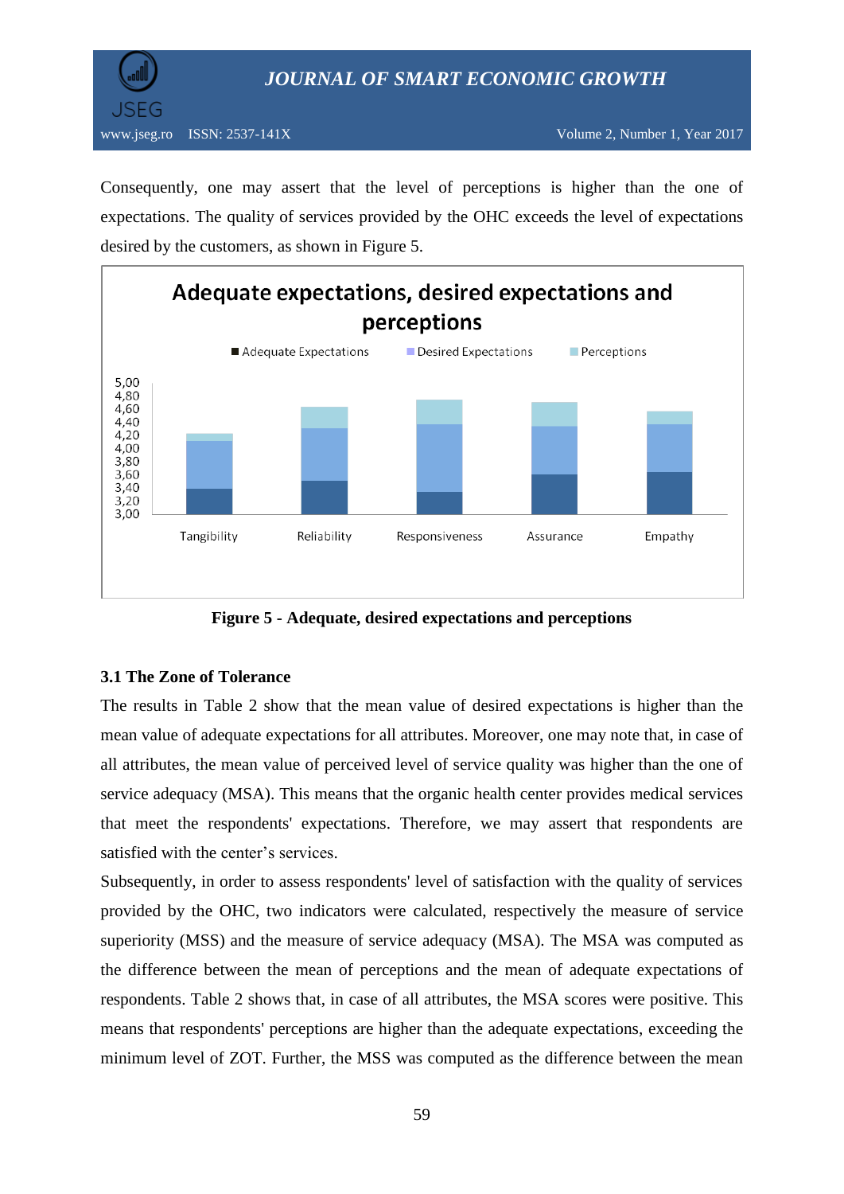Consequently, one may assert that the level of perceptions is higher than the one of expectations. The quality of services provided by the OHC exceeds the level of expectations desired by the customers, as shown in Figure 5.

**Figure 5 - Adequate, desired expectations and perceptions**

### 3.1 The Zone of Tolerance

The results in Table 2 show that the mean value of desired expectations is higher than the mean value of adequate expectations for all attributes. Moreover, one may note that, in case of all attributes, the mean value of perceived level of service quality was higher than the one of service adequacy (MSA). This means that the organic health center provides medical services that meet the respondents' expectations. Therefore, we may assert that respondents are satisfied with the center's services.

Subsequently, in order to assess respondents' level of satisfaction with the quality of services provided by the OHC, two indicators were calculated, respectively the measure of service superiority (MSS) and the measure of service adequacy (MSA). The MSA was computed as the difference between the mean of perceptions and the mean of adequate expectations of respondents. Table 2 shows that, in case of all attributes, the MSA scores were positive. This means that respondents' perceptions are higher than the adequate expectations, exceeding the minimum level of ZOT. Further, the MSS was computed as the difference between the mean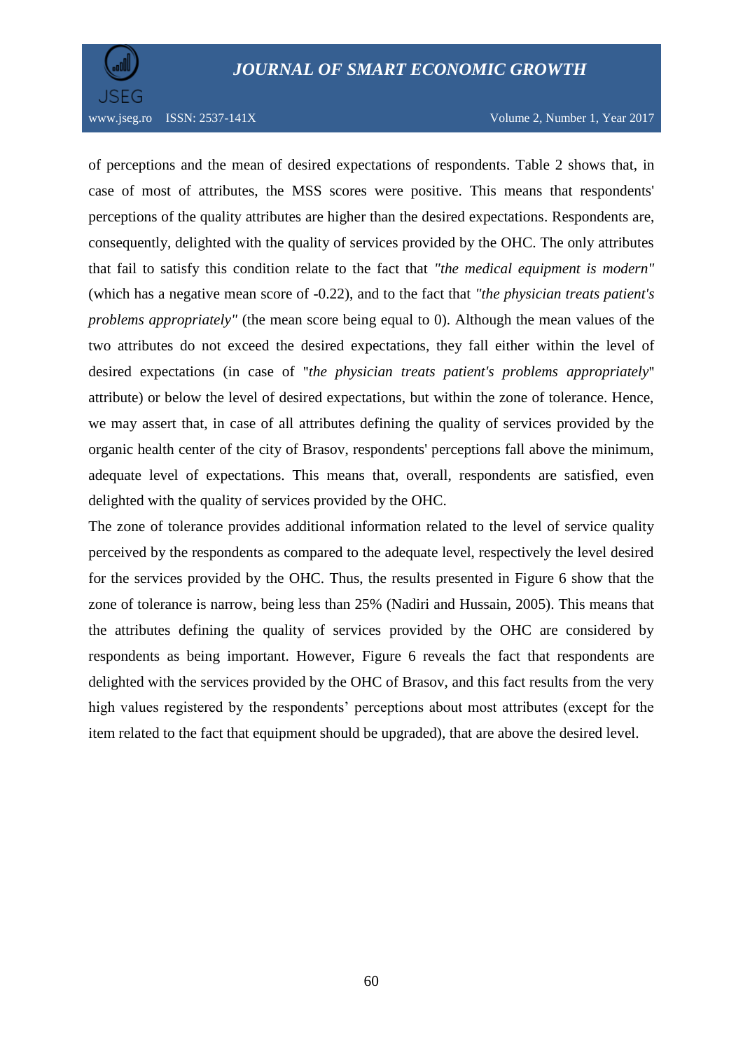of perceptions and the mean of desired expectations of respondents. Table 2 shows that, in case of most of attributes, the MSS scores were positive. This means that respondents' perceptions of the quality attributes are higher than the desired expectations. Respondents are, consequently, delighted with the quality of services provided by the OHC. The only attributes that fail to satisfy this condition relate to the fact that *"the medical equipment is modern"* (which has a negative mean score of -0.22), and to the fact that *"the physician treats patient's problems appropriately"* (the mean score being equal to 0). Although the mean values of the two attributes do not exceed the desired expectations, they fall either within the level of desired expectations (in case of "*the physician treats patient's problems appropriately*" attribute) or below the level of desired expectations, but within the zone of tolerance. Hence, we may assert that, in case of all attributes defining the quality of services provided by the organic health center of the city of Brasov, respondents' perceptions fall above the minimum, adequate level of expectations. This means that, overall, respondents are satisfied, even delighted with the quality of services provided by the OHC.

The zone of tolerance provides additional information related to the level of service quality perceived by the respondents as compared to the adequate level, respectively the level desired for the services provided by the OHC. Thus, the results presented in Figure 6 show that the zone of tolerance is narrow, being less than 25% (Nadiri and Hussain, 2005). This means that the attributes defining the quality of services provided by the OHC are considered by respondents as being important. However, Figure 6 reveals the fact that respondents are delighted with the services provided by the OHC of Brasov, and this fact results from the very high values registered by the respondents' perceptions about most attributes (except for the item related to the fact that equipment should be upgraded), that are above the desired level.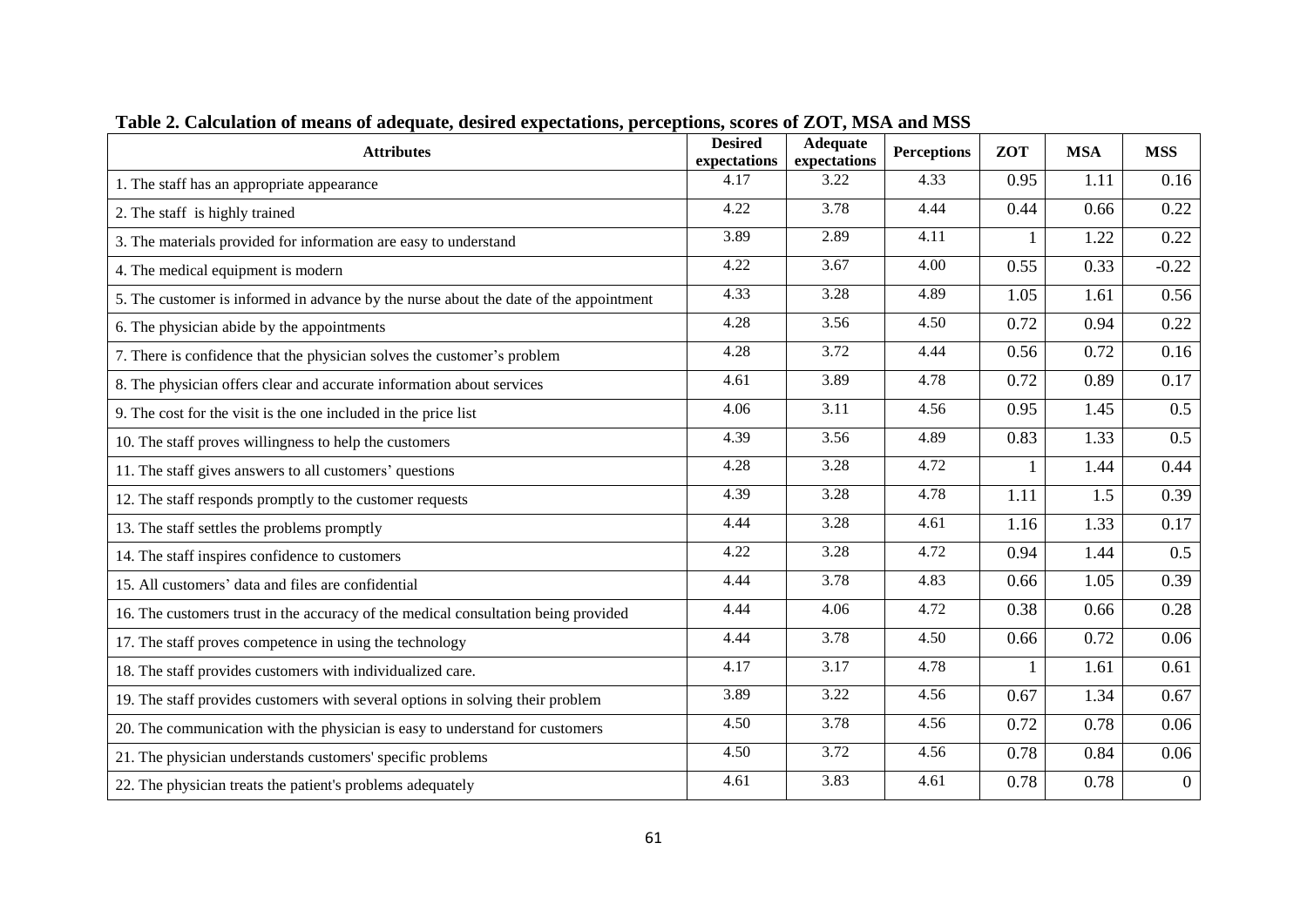**Table 2. Calculation of means of adequate, desired expectations, perceptions, scores of ZOT, MSA and MSS**

| Attributes | Desired expectations | Adequate expectations | Perceptions | ZOT | MSA | MSS |
|---|---|---|---|---|---|---|
| 1. The staff has an appropriate appearance | 4.17 | 3.22 | 4.33 | 0.95 | 1.11 | 0.16 |
| 2. The staff is highly trained | 4.22 | 3.78 | 4.44 | 0.44 | 0.66 | 0.22 |
| 3. The materials provided for information are easy to understand | 3.89 | 2.89 | 4.11 | 1 | 1.22 | 0.22 |
| 4. The medical equipment is modern | 4.22 | 3.67 | 4.00 | 0.55 | 0.33 | -0.22 |
| 5. The customer is informed in advance by the nurse about the date of the appointment | 4.33 | 3.28 | 4.89 | 1.05 | 1.61 | 0.56 |
| 6. The physician abide by the appointments | 4.28 | 3.56 | 4.50 | 0.72 | 0.94 | 0.22 |
| 7. There is confidence that the physician solves the customer's problem | 4.28 | 3.72 | 4.44 | 0.56 | 0.72 | 0.16 |
| 8. The physician offers clear and accurate information about services | 4.61 | 3.89 | 4.78 | 0.72 | 0.89 | 0.17 |
| 9. The cost for the visit is the one included in the price list | 4.06 | 3.11 | 4.56 | 0.95 | 1.45 | 0.5 |
| 10. The staff proves willingness to help the customers | 4.39 | 3.56 | 4.89 | 0.83 | 1.33 | 0.5 |
| 11. The staff gives answers to all customers' questions | 4.28 | 3.28 | 4.72 | 1 | 1.44 | 0.44 |
| 12. The staff responds promptly to the customer requests | 4.39 | 3.28 | 4.78 | 1.11 | 1.5 | 0.39 |
| 13. The staff settles the problems promptly | 4.44 | 3.28 | 4.61 | 1.16 | 1.33 | 0.17 |
| 14. The staff inspires confidence to customers | 4.22 | 3.28 | 4.72 | 0.94 | 1.44 | 0.5 |
| 15. All customers' data and files are confidential | 4.44 | 3.78 | 4.83 | 0.66 | 1.05 | 0.39 |
| 16. The customers trust in the accuracy of the medical consultation being provided | 4.44 | 4.06 | 4.72 | 0.38 | 0.66 | 0.28 |
| 17. The staff proves competence in using the technology | 4.44 | 3.78 | 4.50 | 0.66 | 0.72 | 0.06 |
| 18. The staff provides customers with individualized care. | 4.17 | 3.17 | 4.78 | 1 | 1.61 | 0.61 |
| 19. The staff provides customers with several options in solving their problem | 3.89 | 3.22 | 4.56 | 0.67 | 1.34 | 0.67 |
| 20. The communication with the physician is easy to understand for customers | 4.50 | 3.78 | 4.56 | 0.72 | 0.78 | 0.06 |
| 21. The physician understands customers' specific problems | 4.50 | 3.72 | 4.56 | 0.78 | 0.84 | 0.06 |
| 22. The physician treats the patient's problems adequately | 4.61 | 3.83 | 4.61 | 0.78 | 0.78 | 0 |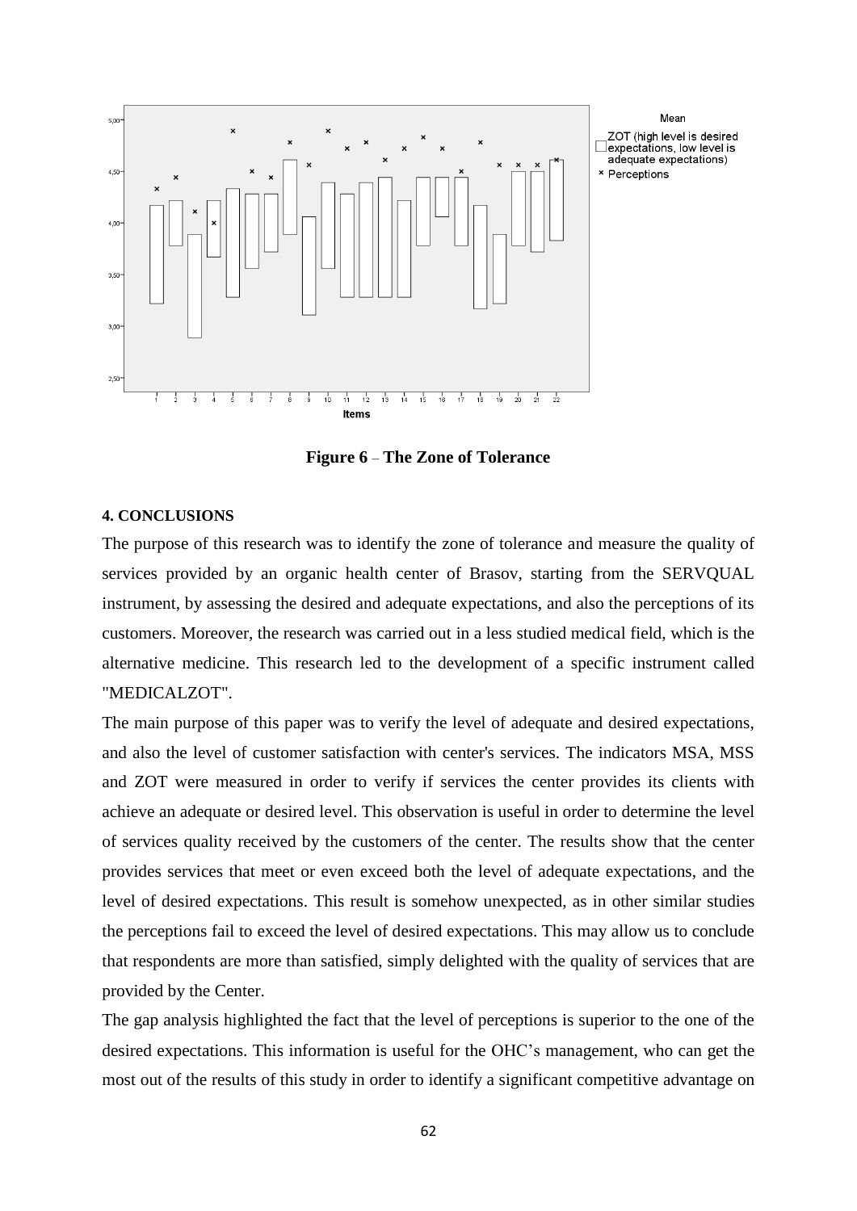**Figure 6 – The Zone of Tolerance**

#### 4. CONCLUSIONS

The purpose of this research was to identify the zone of tolerance and measure the quality of services provided by an organic health center of Brasov, starting from the SERVQUAL instrument, by assessing the desired and adequate expectations, and also the perceptions of its customers. Moreover, the research was carried out in a less studied medical field, which is the alternative medicine. This research led to the development of a specific instrument called "MEDICALZOT".

The main purpose of this paper was to verify the level of adequate and desired expectations, and also the level of customer satisfaction with center's services. The indicators MSA, MSS and ZOT were measured in order to verify if services the center provides its clients with achieve an adequate or desired level. This observation is useful in order to determine the level of services quality received by the customers of the center. The results show that the center provides services that meet or even exceed both the level of adequate expectations, and the level of desired expectations. This result is somehow unexpected, as in other similar studies the perceptions fail to exceed the level of desired expectations. This may allow us to conclude that respondents are more than satisfied, simply delighted with the quality of services that are provided by the Center.

The gap analysis highlighted the fact that the level of perceptions is superior to the one of the desired expectations. This information is useful for the OHC's management, who can get the most out of the results of this study in order to identify a significant competitive advantage on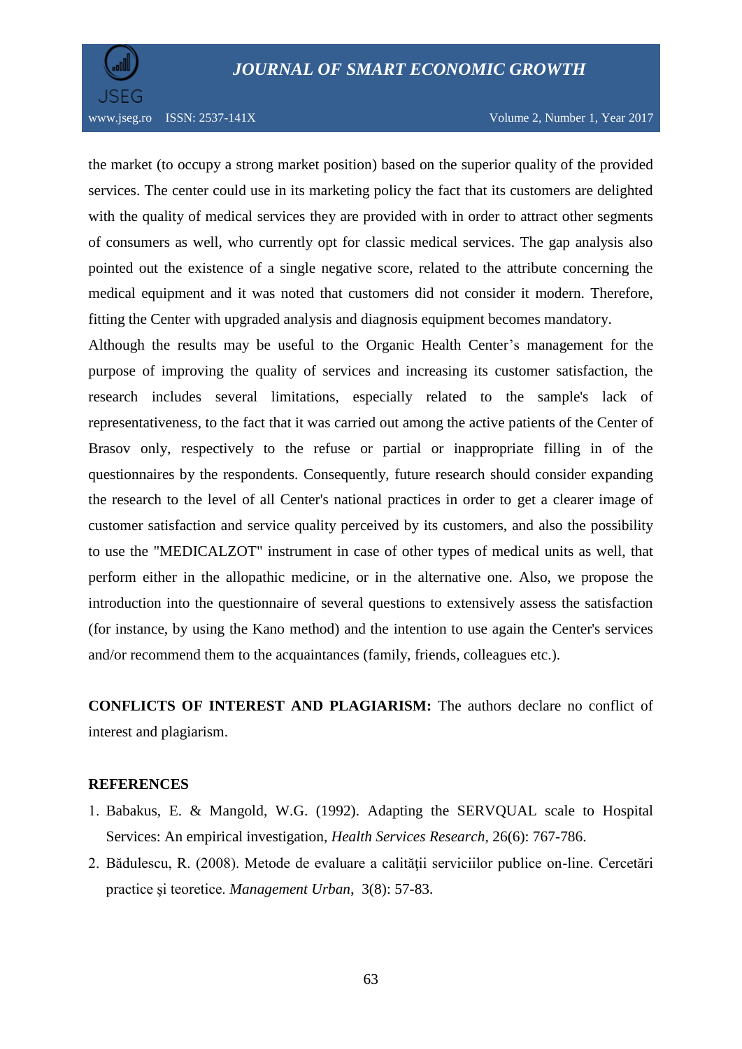the market (to occupy a strong market position) based on the superior quality of the provided services. The center could use in its marketing policy the fact that its customers are delighted with the quality of medical services they are provided with in order to attract other segments of consumers as well, who currently opt for classic medical services. The gap analysis also pointed out the existence of a single negative score, related to the attribute concerning the medical equipment and it was noted that customers did not consider it modern. Therefore, fitting the Center with upgraded analysis and diagnosis equipment becomes mandatory.

Although the results may be useful to the Organic Health Center's management for the purpose of improving the quality of services and increasing its customer satisfaction, the research includes several limitations, especially related to the sample's lack of representativeness, to the fact that it was carried out among the active patients of the Center of Brasov only, respectively to the refuse or partial or inappropriate filling in of the questionnaires by the respondents. Consequently, future research should consider expanding the research to the level of all Center's national practices in order to get a clearer image of customer satisfaction and service quality perceived by its customers, and also the possibility to use the "MEDICALZOT" instrument in case of other types of medical units as well, that perform either in the allopathic medicine, or in the alternative one. Also, we propose the introduction into the questionnaire of several questions to extensively assess the satisfaction (for instance, by using the Kano method) and the intention to use again the Center's services and/or recommend them to the acquaintances (family, friends, colleagues etc.).

**CONFLICTS OF INTEREST AND PLAGIARISM:** The authors declare no conflict of interest and plagiarism.

## REFERENCES

1. Babakus, E. & Mangold, W.G. (1992). Adapting the SERVQUAL scale to Hospital Services: An empirical investigation, *Health Services Research*, 26(6): 767-786.
2. Bădulescu, R. (2008). Metode de evaluare a calităţii serviciilor publice on-line. Cercetări practice şi teoretice. *Management Urban*, 3(8): 57-83.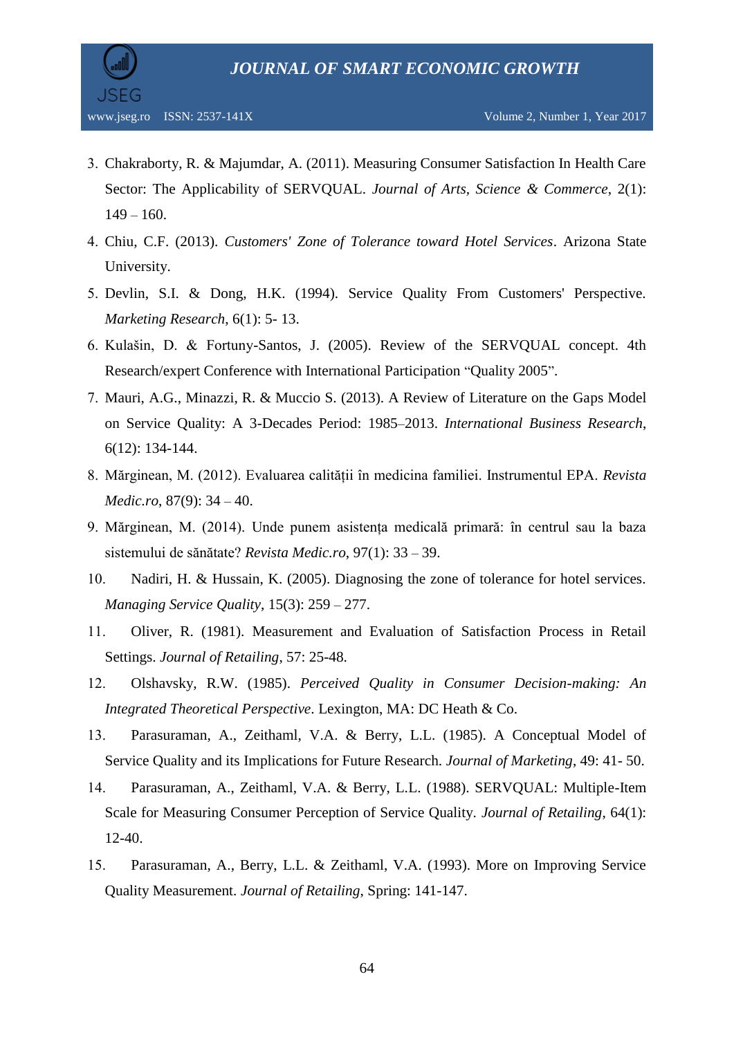3. Chakraborty, R. & Majumdar, A. (2011). Measuring Consumer Satisfaction In Health Care Sector: The Applicability of SERVQUAL. *Journal of Arts, Science & Commerce*, 2(1): 149 – 160.
4. Chiu, C.F. (2013). *Customers' Zone of Tolerance toward Hotel Services*. Arizona State University.
5. Devlin, S.I. & Dong, H.K. (1994). Service Quality From Customers' Perspective. *Marketing Research*, 6(1): 5- 13.
6. Kulašin, D. & Fortuny-Santos, J. (2005). Review of the SERVQUAL concept. 4th Research/expert Conference with International Participation "Quality 2005".
7. Mauri, A.G., Minazzi, R. & Muccio S. (2013). A Review of Literature on the Gaps Model on Service Quality: A 3-Decades Period: 1985–2013. *International Business Research*, 6(12): 134-144.
8. Mărginean, M. (2012). Evaluarea calității în medicina familiei. Instrumentul EPA. *Revista Medic.ro*, 87(9): 34 – 40.
9. Mărginean, M. (2014). Unde punem asistența medicală primară: în centrul sau la baza sistemului de sănătate? *Revista Medic.ro*, 97(1): 33 – 39.
10. Nadiri, H. & Hussain, K. (2005). Diagnosing the zone of tolerance for hotel services. *Managing Service Quality*, 15(3): 259 – 277.
11. Oliver, R. (1981). Measurement and Evaluation of Satisfaction Process in Retail Settings. *Journal of Retailing*, 57: 25-48.
12. Olshavsky, R.W. (1985). *Perceived Quality in Consumer Decision-making: An Integrated Theoretical Perspective*. Lexington, MA: DC Heath & Co.
13. Parasuraman, A., Zeithaml, V.A. & Berry, L.L. (1985). A Conceptual Model of Service Quality and its Implications for Future Research. *Journal of Marketing*, 49: 41- 50.
14. Parasuraman, A., Zeithaml, V.A. & Berry, L.L. (1988). SERVQUAL: Multiple-Item Scale for Measuring Consumer Perception of Service Quality. *Journal of Retailing*, 64(1): 12-40.
15. Parasuraman, A., Berry, L.L. & Zeithaml, V.A. (1993). More on Improving Service Quality Measurement. *Journal of Retailing*, Spring: 141-147.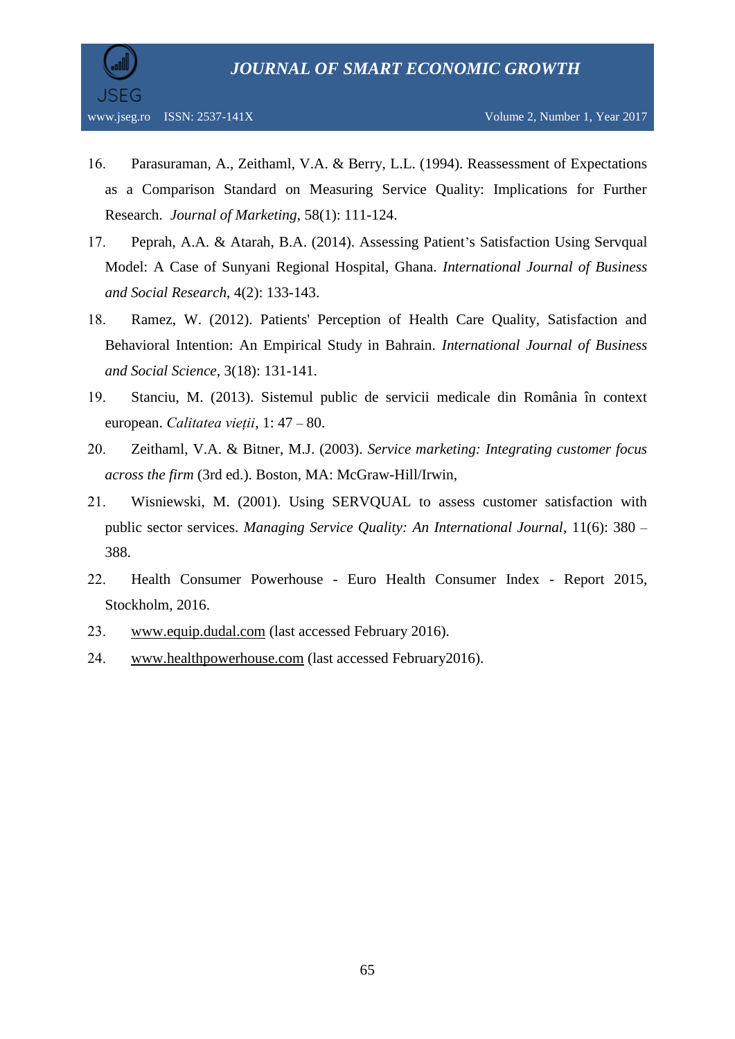16. Parasuraman, A., Zeithaml, V.A. & Berry, L.L. (1994). Reassessment of Expectations as a Comparison Standard on Measuring Service Quality: Implications for Further Research. *Journal of Marketing*, 58(1): 111-124.
17. Peprah, A.A. & Atarah, B.A. (2014). Assessing Patient's Satisfaction Using Servqual Model: A Case of Sunyani Regional Hospital, Ghana. *International Journal of Business and Social Research*, 4(2): 133-143.
18. Ramez, W. (2012). Patients' Perception of Health Care Quality, Satisfaction and Behavioral Intention: An Empirical Study in Bahrain. *International Journal of Business and Social Science*, 3(18): 131-141.
19. Stanciu, M. (2013). Sistemul public de servicii medicale din România în context european. *Calitatea vieții*, 1: 47 – 80.
20. Zeithaml, V.A. & Bitner, M.J. (2003). *Service marketing: Integrating customer focus across the firm* (3rd ed.). Boston, MA: McGraw-Hill/Irwin,
21. Wisniewski, M. (2001). Using SERVQUAL to assess customer satisfaction with public sector services. *Managing Service Quality: An International Journal*, 11(6): 380 – 388.
22. Health Consumer Powerhouse - Euro Health Consumer Index - Report 2015, Stockholm, 2016.
23. www.equip.dudal.com (last accessed February 2016).
24. www.healthpowerhouse.com (last accessed February2016).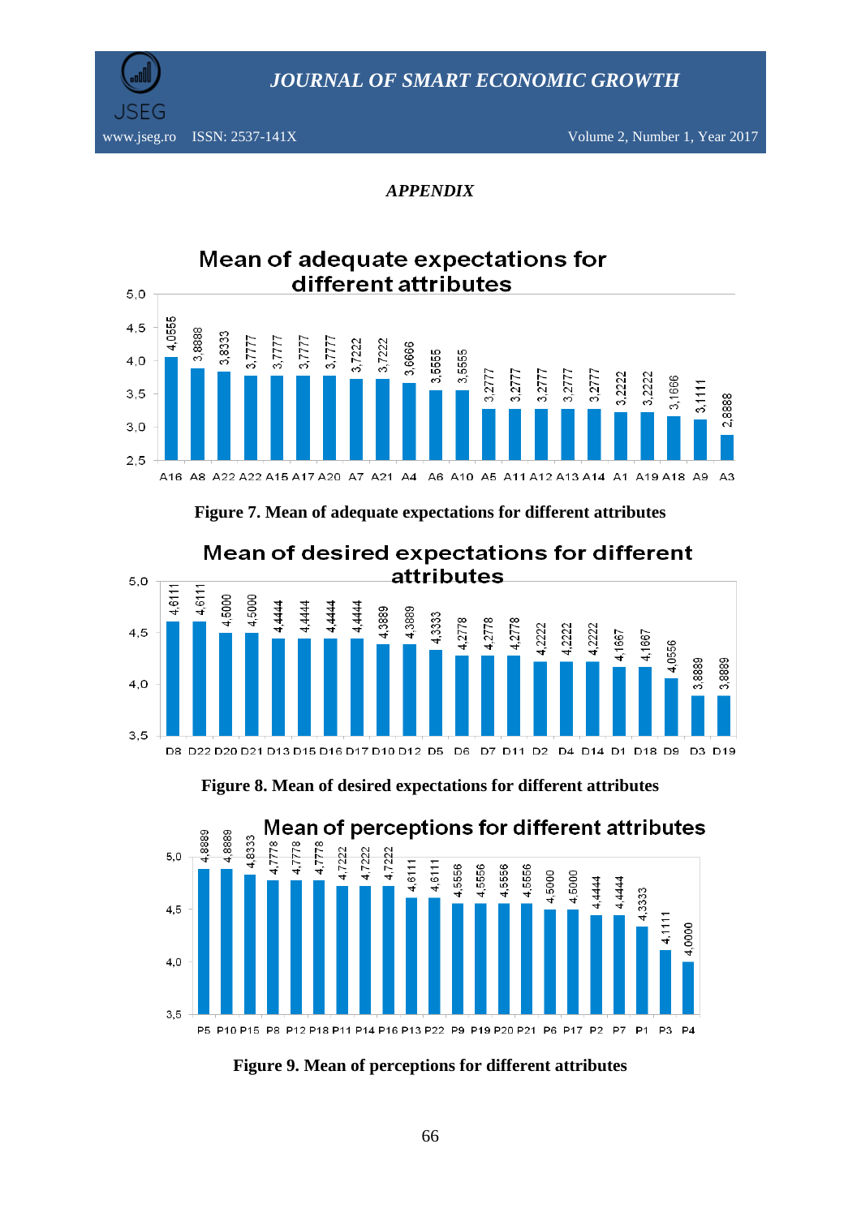*APPENDIX*

Mean of adequate expectations for different attributes

5,0
4,5
4,0
3,5
3,0
2,5

4,0555 3,8888 3,8333 3,7777 3,7777 3,7777 3,7777 3,7222 3,7222 3,6666 3,5555 3,5555 3,2777 3,2777 3,2777 3,2777 3,2777 3,2222 3,2222 3,1666 3,1111 2,8888

A16 A8 A22 A22 A15 A17 A20 A7 A21 A4 A6 A10 A5 A11 A12 A13 A14 A1 A19 A18 A9 A3

**Figure 7. Mean of adequate expectations for different attributes**

Mean of desired expectations for different attributes

5,0
4,5
4,0
3,5

4,6111 4,6111 4,5000 4,5000 4,4444 4,4444 4,4444 4,4444 4,3889 4,3889 4,3333 4,2778 4,2778 4,2778 4,2222 4,2222 4,2222 4,1667 4,1667 4,0556 3,8889 3,8889

D8 D22 D20 D21 D13 D15 D16 D17 D10 D12 D5 D6 D7 D11 D2 D4 D14 D1 D18 D9 D3 D19

**Figure 8. Mean of desired expectations for different attributes**

Mean of perceptions for different attributes

5,0
4,5
4,0
3,5

4,8889 4,8889 4,8333 4,7778 4,7778 4,7778 4,7222 4,7222 4,7222 4,6111 4,6111 4,5556 4,5556 4,5556 4,5556 4,5000 4,5000 4,4444 4,4444 4,3333 4,1111 4,0000

P5 P10 P15 P8 P12 P18 P11 P14 P16 P13 P22 P9 P19 P20 P21 P6 P17 P2 P7 P1 P3 P4

**Figure 9. Mean of perceptions for different attributes**